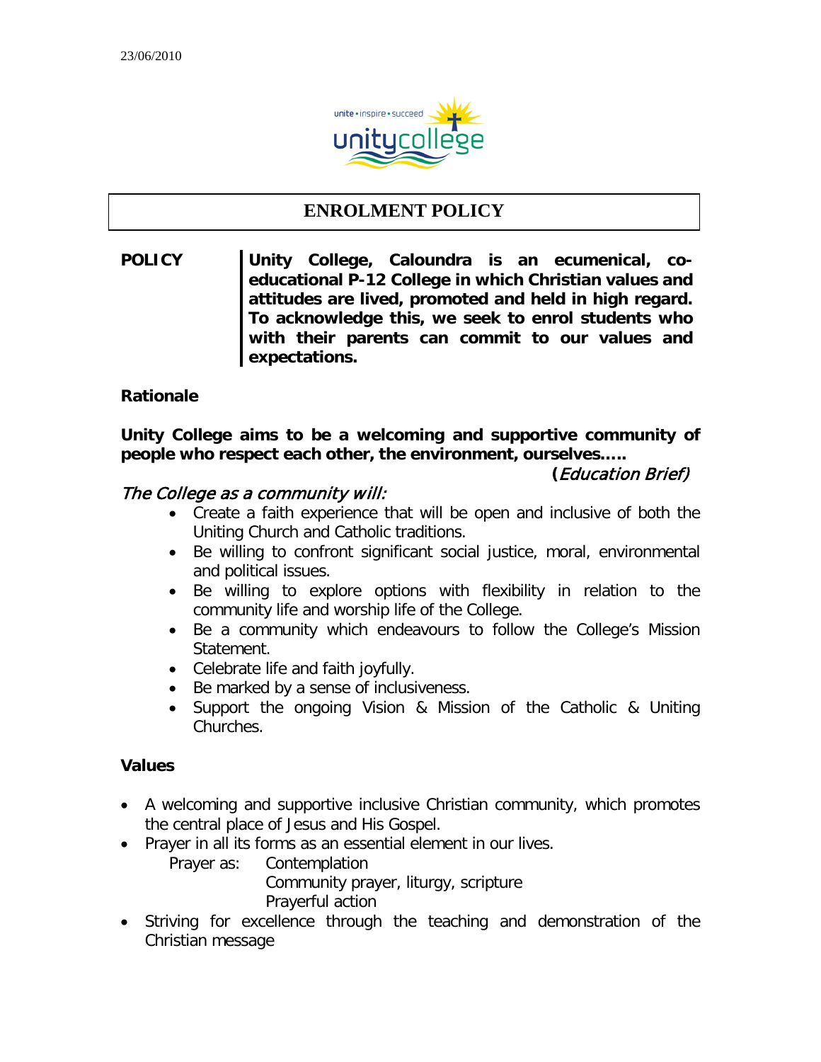23/06/2010

# ENROLMENT POLICY

**POLICY**

**Unity College, Caloundra is an ecumenical, co-educational P-12 College in which Christian values and attitudes are lived, promoted and held in high regard. To acknowledge this, we seek to enrol students who with their parents can commit to our values and expectations.**

## Rationale

**Unity College aims to be a welcoming and supportive community of people who respect each other, the environment, ourselves…..**

**(***Education Brief)*

*The College as a community will:*

- Create a faith experience that will be open and inclusive of both the Uniting Church and Catholic traditions.
- Be willing to confront significant social justice, moral, environmental and political issues.
- Be willing to explore options with flexibility in relation to the community life and worship life of the College.
- Be a community which endeavours to follow the College's Mission Statement.
- Celebrate life and faith joyfully.
- Be marked by a sense of inclusiveness.
- Support the ongoing Vision & Mission of the Catholic & Uniting Churches.

## Values

- A welcoming and supportive inclusive Christian community, which promotes the central place of Jesus and His Gospel.
- Prayer in all its forms as an essential element in our lives.
  Prayer as: Contemplation
  Community prayer, liturgy, scripture
  Prayerful action
- Striving for excellence through the teaching and demonstration of the Christian message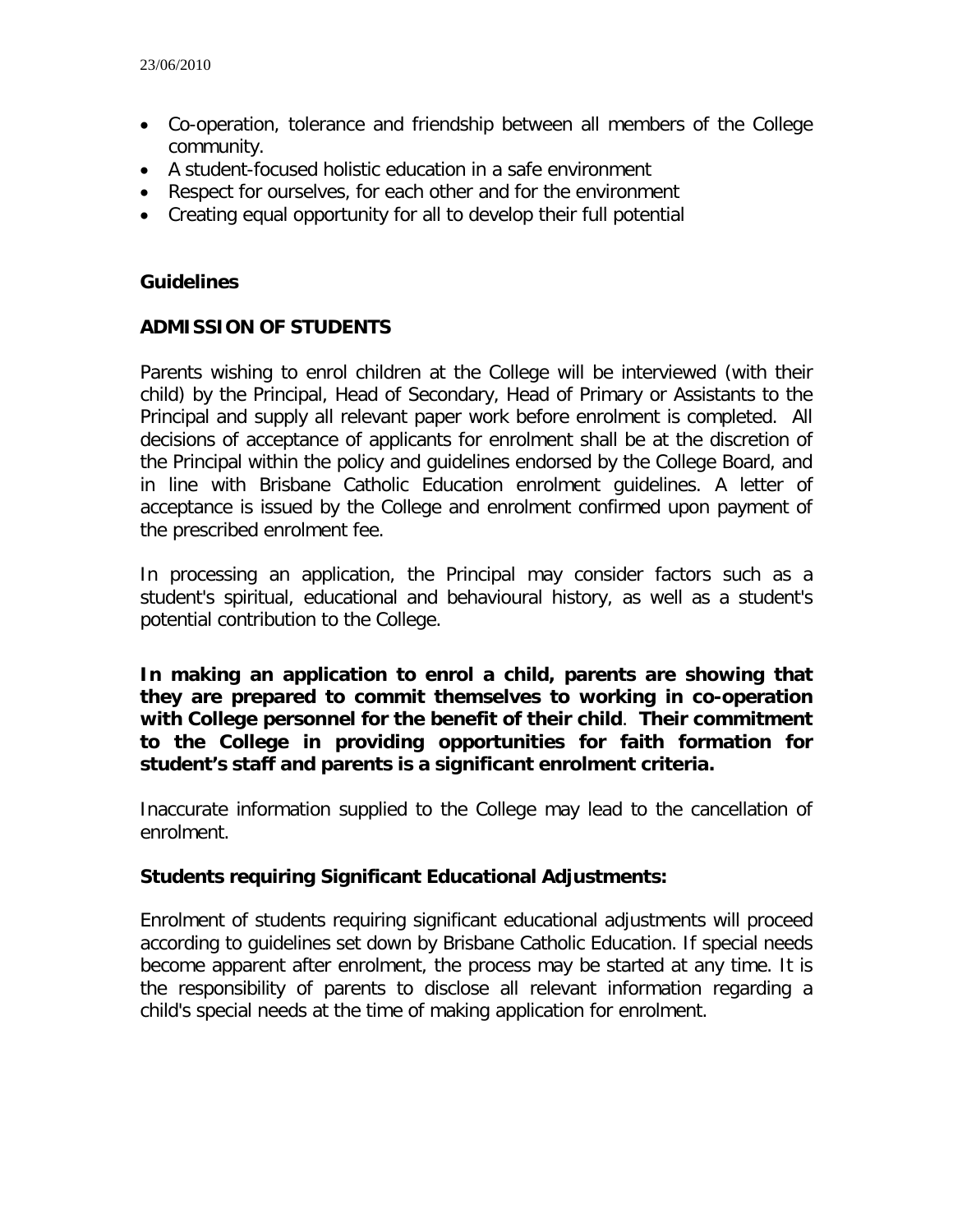- Co-operation, tolerance and friendship between all members of the College community.
- A student-focused holistic education in a safe environment
- Respect for ourselves, for each other and for the environment
- Creating equal opportunity for all to develop their full potential

**Guidelines**

**ADMISSION OF STUDENTS**

Parents wishing to enrol children at the College will be interviewed (with their child) by the Principal, Head of Secondary, Head of Primary or Assistants to the Principal and supply all relevant paper work before enrolment is completed. All decisions of acceptance of applicants for enrolment shall be at the discretion of the Principal within the policy and guidelines endorsed by the College Board, and in line with Brisbane Catholic Education enrolment guidelines. A letter of acceptance is issued by the College and enrolment confirmed upon payment of the prescribed enrolment fee.

In processing an application, the Principal may consider factors such as a student's spiritual, educational and behavioural history, as well as a student's potential contribution to the College.

**In making an application to enrol a child, parents are showing that they are prepared to commit themselves to working in co-operation with College personnel for the benefit of their child**. **Their commitment to the College in providing opportunities for faith formation for student's staff and parents is a significant enrolment criteria.**

Inaccurate information supplied to the College may lead to the cancellation of enrolment.

**Students requiring Significant Educational Adjustments:**

Enrolment of students requiring significant educational adjustments will proceed according to guidelines set down by Brisbane Catholic Education. If special needs become apparent after enrolment, the process may be started at any time. It is the responsibility of parents to disclose all relevant information regarding a child's special needs at the time of making application for enrolment.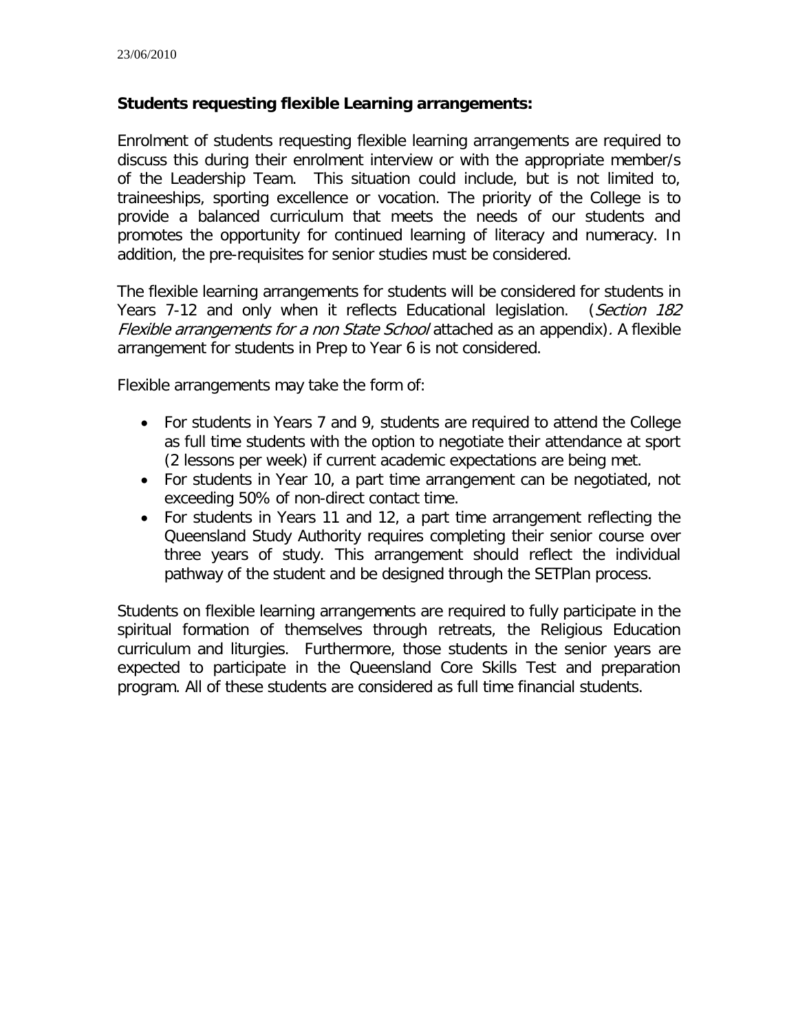**Students requesting flexible Learning arrangements:**

Enrolment of students requesting flexible learning arrangements are required to discuss this during their enrolment interview or with the appropriate member/s of the Leadership Team. This situation could include, but is not limited to, traineeships, sporting excellence or vocation. The priority of the College is to provide a balanced curriculum that meets the needs of our students and promotes the opportunity for continued learning of literacy and numeracy. In addition, the pre-requisites for senior studies must be considered.

The flexible learning arrangements for students will be considered for students in Years 7-12 and only when it reflects Educational legislation. (*Section 182 Flexible arrangements for a non State School* attached as an appendix). A flexible arrangement for students in Prep to Year 6 is not considered.

Flexible arrangements may take the form of:

- For students in Years 7 and 9, students are required to attend the College as full time students with the option to negotiate their attendance at sport (2 lessons per week) if current academic expectations are being met.
- For students in Year 10, a part time arrangement can be negotiated, not exceeding 50% of non-direct contact time.
- For students in Years 11 and 12, a part time arrangement reflecting the Queensland Study Authority requires completing their senior course over three years of study. This arrangement should reflect the individual pathway of the student and be designed through the SETPlan process.

Students on flexible learning arrangements are required to fully participate in the spiritual formation of themselves through retreats, the Religious Education curriculum and liturgies. Furthermore, those students in the senior years are expected to participate in the Queensland Core Skills Test and preparation program. All of these students are considered as full time financial students.